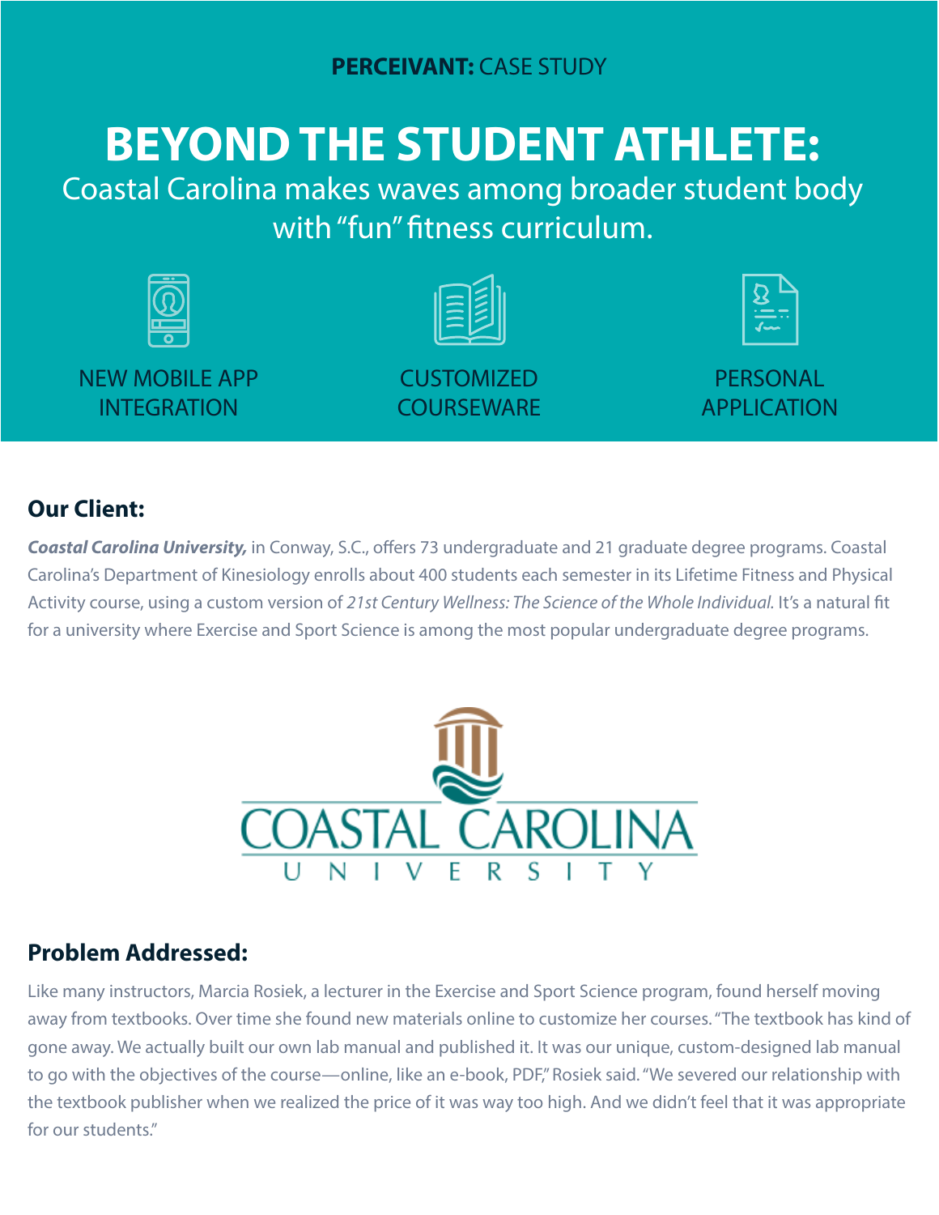**PERCEIVANT:** CASE STUDY

# BEYOND THE STUDENT ATHLETE:

Coastal Carolina makes waves among broader student body with "fun" fitness curriculum.

NEW MOBILE APP INTEGRATION

CUSTOMIZED COURSEWARE

PERSONAL APPLICATION

## Our Client:

***Coastal Carolina University,*** in Conway, S.C., offers 73 undergraduate and 21 graduate degree programs. Coastal Carolina's Department of Kinesiology enrolls about 400 students each semester in its Lifetime Fitness and Physical Activity course, using a custom version of *21st Century Wellness: The Science of the Whole Individual.* It's a natural fit for a university where Exercise and Sport Science is among the most popular undergraduate degree programs.

COASTAL CAROLINA UNIVERSITY

## Problem Addressed:

Like many instructors, Marcia Rosiek, a lecturer in the Exercise and Sport Science program, found herself moving away from textbooks. Over time she found new materials online to customize her courses. "The textbook has kind of gone away. We actually built our own lab manual and published it. It was our unique, custom-designed lab manual to go with the objectives of the course—online, like an e-book, PDF," Rosiek said. "We severed our relationship with the textbook publisher when we realized the price of it was way too high. And we didn't feel that it was appropriate for our students."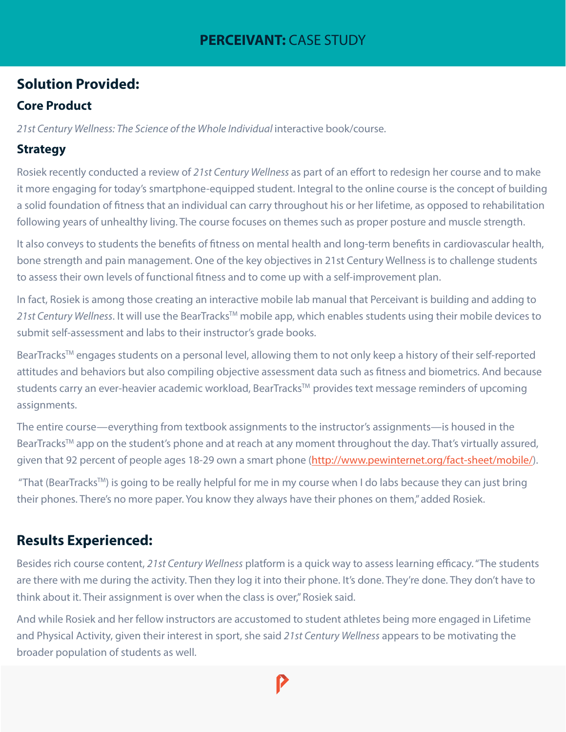## Solution Provided:

### Core Product

*21st Century Wellness: The Science of the Whole Individual* interactive book/course.

### Strategy

Rosiek recently conducted a review of *21st Century Wellness* as part of an effort to redesign her course and to make it more engaging for today's smartphone-equipped student. Integral to the online course is the concept of building a solid foundation of fitness that an individual can carry throughout his or her lifetime, as opposed to rehabilitation following years of unhealthy living. The course focuses on themes such as proper posture and muscle strength.

It also conveys to students the benefits of fitness on mental health and long-term benefits in cardiovascular health, bone strength and pain management. One of the key objectives in 21st Century Wellness is to challenge students to assess their own levels of functional fitness and to come up with a self-improvement plan.

In fact, Rosiek is among those creating an interactive mobile lab manual that Perceivant is building and adding to *21st Century Wellness*. It will use the BearTracks™ mobile app, which enables students using their mobile devices to submit self-assessment and labs to their instructor's grade books.

BearTracks™ engages students on a personal level, allowing them to not only keep a history of their self-reported attitudes and behaviors but also compiling objective assessment data such as fitness and biometrics. And because students carry an ever-heavier academic workload, BearTracks™ provides text message reminders of upcoming assignments.

The entire course—everything from textbook assignments to the instructor's assignments—is housed in the BearTracks™ app on the student's phone and at reach at any moment throughout the day. That's virtually assured, given that 92 percent of people ages 18-29 own a smart phone (http://www.pewinternet.org/fact-sheet/mobile/).

"That (BearTracks™) is going to be really helpful for me in my course when I do labs because they can just bring their phones. There's no more paper. You know they always have their phones on them," added Rosiek.

## Results Experienced:

Besides rich course content, *21st Century Wellness* platform is a quick way to assess learning efficacy. "The students are there with me during the activity. Then they log it into their phone. It's done. They're done. They don't have to think about it. Their assignment is over when the class is over," Rosiek said.

And while Rosiek and her fellow instructors are accustomed to student athletes being more engaged in Lifetime and Physical Activity, given their interest in sport, she said *21st Century Wellness* appears to be motivating the broader population of students as well.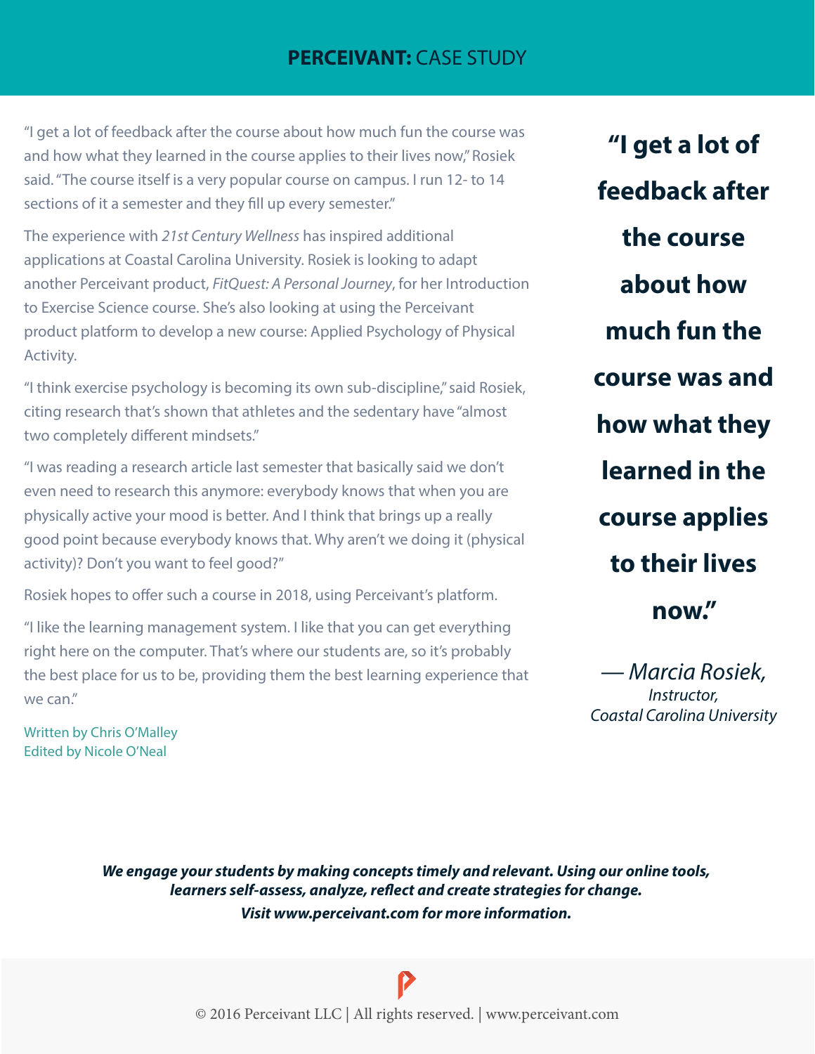"I get a lot of feedback after the course about how much fun the course was and how what they learned in the course applies to their lives now," Rosiek said. "The course itself is a very popular course on campus. I run 12- to 14 sections of it a semester and they fill up every semester."

The experience with *21st Century Wellness* has inspired additional applications at Coastal Carolina University. Rosiek is looking to adapt another Perceivant product, *FitQuest: A Personal Journey*, for her Introduction to Exercise Science course. She's also looking at using the Perceivant product platform to develop a new course: Applied Psychology of Physical Activity.

"I think exercise psychology is becoming its own sub-discipline," said Rosiek, citing research that's shown that athletes and the sedentary have "almost two completely different mindsets."

"I was reading a research article last semester that basically said we don't even need to research this anymore: everybody knows that when you are physically active your mood is better. And I think that brings up a really good point because everybody knows that. Why aren't we doing it (physical activity)? Don't you want to feel good?"

Rosiek hopes to offer such a course in 2018, using Perceivant's platform.

"I like the learning management system. I like that you can get everything right here on the computer. That's where our students are, so it's probably the best place for us to be, providing them the best learning experience that we can."

Written by Chris O'Malley
Edited by Nicole O'Neal

> **"I get a lot of feedback after the course about how much fun the course was and how what they learned in the course applies to their lives now."**
>
> *— Marcia Rosiek,*
> *Instructor,*
> *Coastal Carolina University*

***We engage your students by making concepts timely and relevant. Using our online tools, learners self-assess, analyze, reflect and create strategies for change.***
***Visit www.perceivant.com for more information.***

© 2016 Perceivant LLC | All rights reserved. | www.perceivant.com